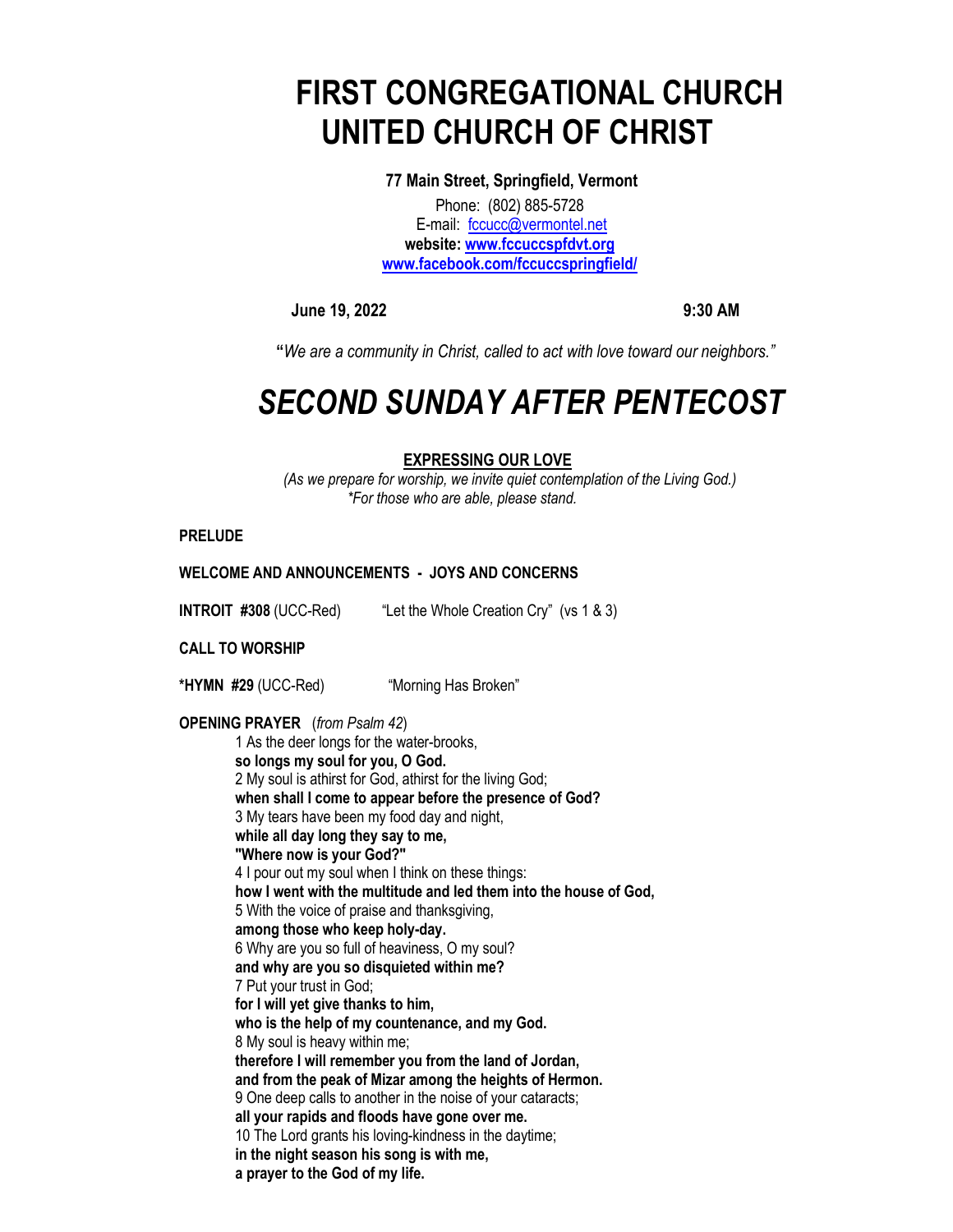# FIRST CONGREGATIONAL CHURCH
# UNITED CHURCH OF CHRIST

**77 Main Street, Springfield, Vermont**

Phone: (802) 885-5728
E-mail: fcucc@vermontel.net
**website: www.fccuccspfdvt.org**
**www.facebook.com/fccuccspringfield/**

**June 19, 2022** **9:30 AM**

**"***We are a community in Christ, called to act with love toward our neighbors."*

# *SECOND SUNDAY AFTER PENTECOST*

**EXPRESSING OUR LOVE**

*(As we prepare for worship, we invite quiet contemplation of the Living God.)*
*\*For those who are able, please stand.*

**PRELUDE**

**WELCOME AND ANNOUNCEMENTS - JOYS AND CONCERNS**

**INTROIT #308** (UCC-Red) "Let the Whole Creation Cry" (vs 1 & 3)

**CALL TO WORSHIP**

**\*HYMN #29** (UCC-Red) "Morning Has Broken"

**OPENING PRAYER** (*from Psalm 42*)

1 As the deer longs for the water-brooks,
**so longs my soul for you, O God.**
2 My soul is athirst for God, athirst for the living God;
**when shall I come to appear before the presence of God?**
3 My tears have been my food day and night,
**while all day long they say to me,**
**"Where now is your God?"**
4 I pour out my soul when I think on these things:
**how I went with the multitude and led them into the house of God,**
5 With the voice of praise and thanksgiving,
**among those who keep holy-day.**
6 Why are you so full of heaviness, O my soul?
**and why are you so disquieted within me?**
7 Put your trust in God;
**for I will yet give thanks to him,**
**who is the help of my countenance, and my God.**
8 My soul is heavy within me;
**therefore I will remember you from the land of Jordan,**
**and from the peak of Mizar among the heights of Hermon.**
9 One deep calls to another in the noise of your cataracts;
**all your rapids and floods have gone over me.**
10 The Lord grants his loving-kindness in the daytime;
**in the night season his song is with me,**
**a prayer to the God of my life.**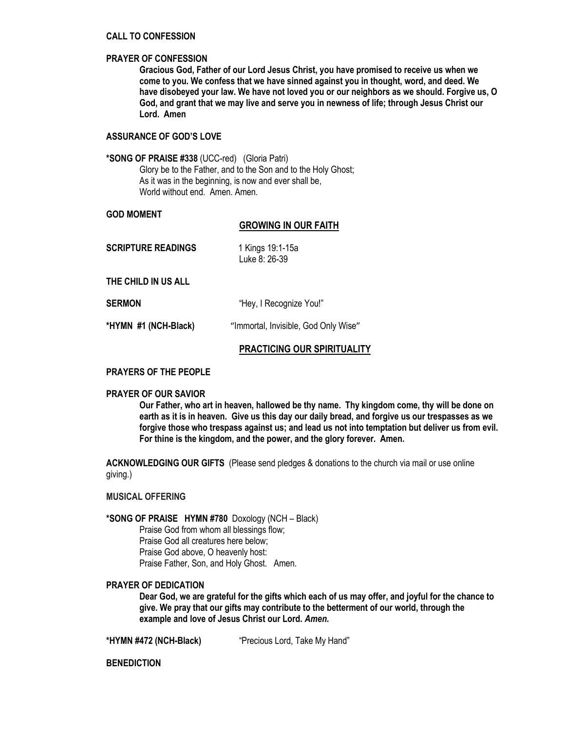**CALL TO CONFESSION**

**PRAYER OF CONFESSION**

**Gracious God, Father of our Lord Jesus Christ, you have promised to receive us when we come to you. We confess that we have sinned against you in thought, word, and deed. We have disobeyed your law. We have not loved you or our neighbors as we should. Forgive us, O God, and grant that we may live and serve you in newness of life; through Jesus Christ our Lord. Amen**

**ASSURANCE OF GOD'S LOVE**

**\*SONG OF PRAISE #338** (UCC-red) (Gloria Patri)

Glory be to the Father, and to the Son and to the Holy Ghost;
As it was in the beginning, is now and ever shall be,
World without end. Amen. Amen.

**GOD MOMENT**

## GROWING IN OUR FAITH

**SCRIPTURE READINGS** 1 Kings 19:1-15a
Luke 8: 26-39

**THE CHILD IN US ALL**

**SERMON** "Hey, I Recognize You!"

**\*HYMN #1 (NCH-Black)** "Immortal, Invisible, God Only Wise"

## PRACTICING OUR SPIRITUALITY

**PRAYERS OF THE PEOPLE**

**PRAYER OF OUR SAVIOR**

**Our Father, who art in heaven, hallowed be thy name. Thy kingdom come, thy will be done on earth as it is in heaven. Give us this day our daily bread, and forgive us our trespasses as we forgive those who trespass against us; and lead us not into temptation but deliver us from evil. For thine is the kingdom, and the power, and the glory forever. Amen.**

**ACKNOWLEDGING OUR GIFTS** (Please send pledges & donations to the church via mail or use online giving.)

**MUSICAL OFFERING**

**\*SONG OF PRAISE HYMN #780** Doxology (NCH – Black)

Praise God from whom all blessings flow;
Praise God all creatures here below;
Praise God above, O heavenly host:
Praise Father, Son, and Holy Ghost. Amen.

**PRAYER OF DEDICATION**

**Dear God, we are grateful for the gifts which each of us may offer, and joyful for the chance to give. We pray that our gifts may contribute to the betterment of our world, through the example and love of Jesus Christ our Lord. *Amen.***

**\*HYMN #472 (NCH-Black)** "Precious Lord, Take My Hand"

**BENEDICTION**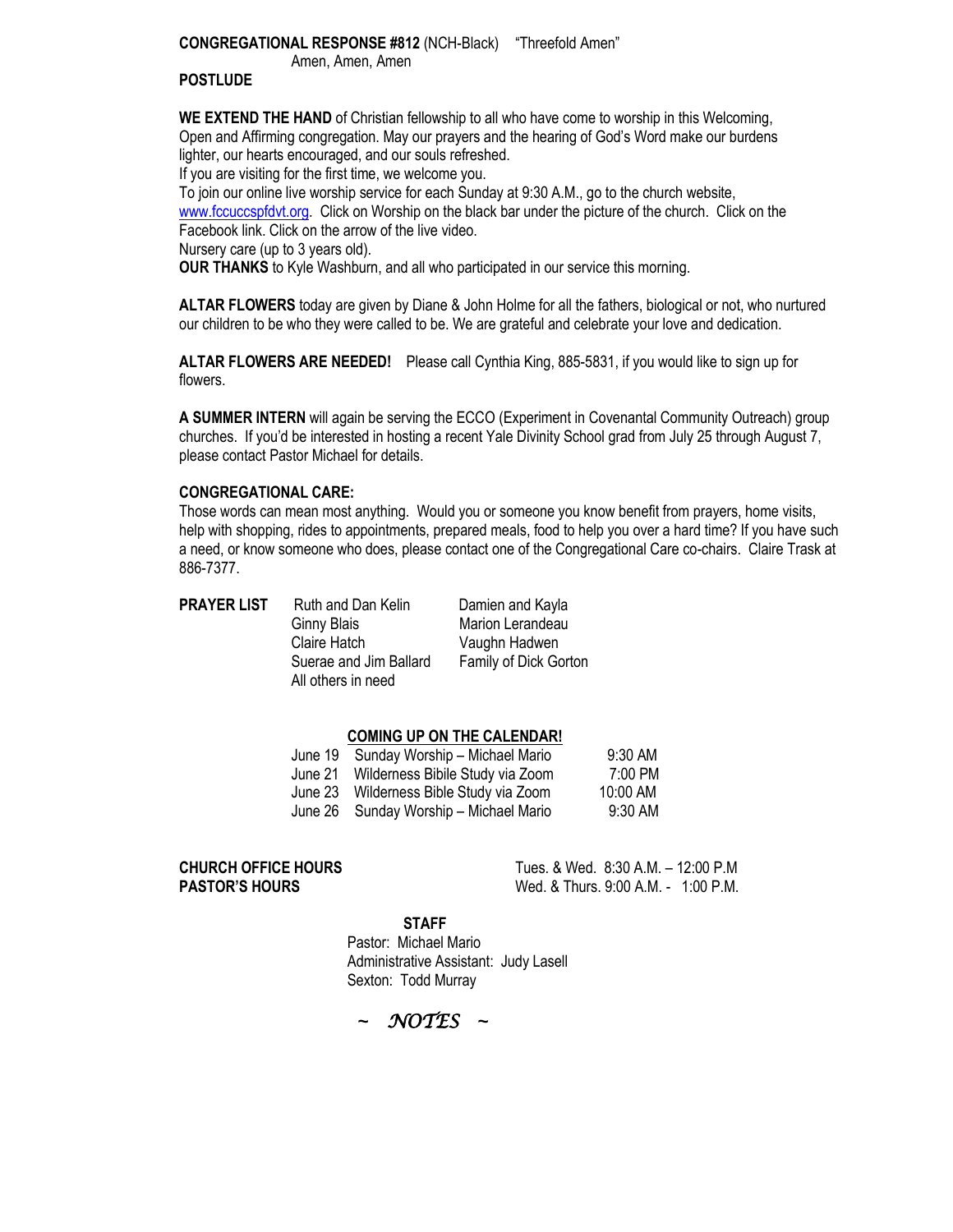**CONGREGATIONAL RESPONSE #812** (NCH-Black) "Threefold Amen"

Amen, Amen, Amen

**POSTLUDE**

**WE EXTEND THE HAND** of Christian fellowship to all who have come to worship in this Welcoming, Open and Affirming congregation. May our prayers and the hearing of God's Word make our burdens lighter, our hearts encouraged, and our souls refreshed.

If you are visiting for the first time, we welcome you.

To join our online live worship service for each Sunday at 9:30 A.M., go to the church website, www.fccuccspfdvt.org. Click on Worship on the black bar under the picture of the church. Click on the Facebook link. Click on the arrow of the live video.

Nursery care (up to 3 years old).

**OUR THANKS** to Kyle Washburn, and all who participated in our service this morning.

**ALTAR FLOWERS** today are given by Diane & John Holme for all the fathers, biological or not, who nurtured our children to be who they were called to be. We are grateful and celebrate your love and dedication.

**ALTAR FLOWERS ARE NEEDED!** Please call Cynthia King, 885-5831, if you would like to sign up for flowers.

**A SUMMER INTERN** will again be serving the ECCO (Experiment in Covenantal Community Outreach) group churches. If you'd be interested in hosting a recent Yale Divinity School grad from July 25 through August 7, please contact Pastor Michael for details.

**CONGREGATIONAL CARE:**

Those words can mean most anything. Would you or someone you know benefit from prayers, home visits, help with shopping, rides to appointments, prepared meals, food to help you over a hard time? If you have such a need, or know someone who does, please contact one of the Congregational Care co-chairs. Claire Trask at 886-7377.

**PRAYER LIST**

- Ruth and Dan Kelin
- Ginny Blais
- Claire Hatch
- Suerae and Jim Ballard
- All others in need
- Damien and Kayla
- Marion Lerandeau
- Vaughn Hadwen
- Family of Dick Gorton

**COMING UP ON THE CALENDAR!**

| | | |
|---|---|---|
| June 19 | Sunday Worship – Michael Mario | 9:30 AM |
| June 21 | Wilderness Bibile Study via Zoom | 7:00 PM |
| June 23 | Wilderness Bible Study via Zoom | 10:00 AM |
| June 26 | Sunday Worship – Michael Mario | 9:30 AM |

**CHURCH OFFICE HOURS** Tues. & Wed. 8:30 A.M. – 12:00 P.M

**PASTOR'S HOURS** Wed. & Thurs. 9:00 A.M. - 1:00 P.M.

**STAFF**

Pastor: Michael Mario

Administrative Assistant: Judy Lasell

Sexton: Todd Murray

*~ NOTES ~*